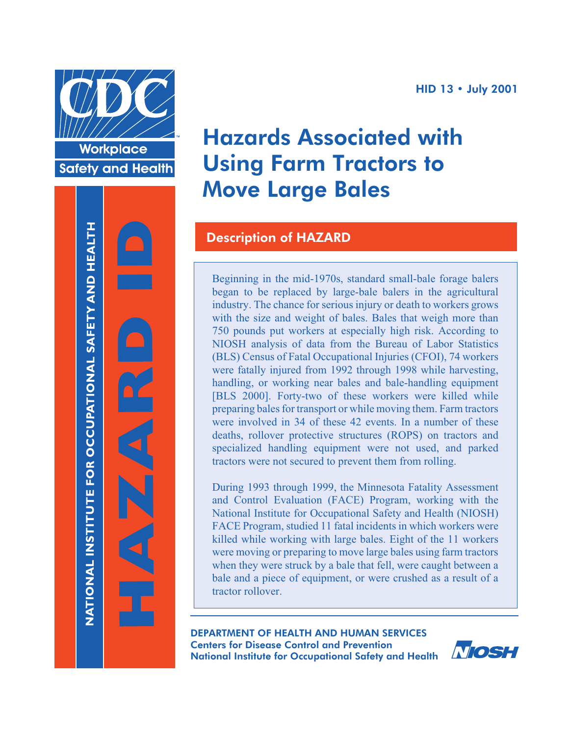CDC Workplace Safety and Health

NATIONAL INSTITUTE FOR OCCUPATIONAL SAFETY AND HEALTH

HAZARD ID

HID 13 • July 2001

# Hazards Associated with Using Farm Tractors to Move Large Bales

## Description of HAZARD

Beginning in the mid-1970s, standard small-bale forage balers began to be replaced by large-bale balers in the agricultural industry. The chance for serious injury or death to workers grows with the size and weight of bales. Bales that weigh more than 750 pounds put workers at especially high risk. According to NIOSH analysis of data from the Bureau of Labor Statistics (BLS) Census of Fatal Occupational Injuries (CFOI), 74 workers were fatally injured from 1992 through 1998 while harvesting, handling, or working near bales and bale-handling equipment [BLS 2000]. Forty-two of these workers were killed while preparing bales for transport or while moving them. Farm tractors were involved in 34 of these 42 events. In a number of these deaths, rollover protective structures (ROPS) on tractors and specialized handling equipment were not used, and parked tractors were not secured to prevent them from rolling.

During 1993 through 1999, the Minnesota Fatality Assessment and Control Evaluation (FACE) Program, working with the National Institute for Occupational Safety and Health (NIOSH) FACE Program, studied 11 fatal incidents in which workers were killed while working with large bales. Eight of the 11 workers were moving or preparing to move large bales using farm tractors when they were struck by a bale that fell, were caught between a bale and a piece of equipment, or were crushed as a result of a tractor rollover.

DEPARTMENT OF HEALTH AND HUMAN SERVICES
Centers for Disease Control and Prevention
National Institute for Occupational Safety and Health

NIOSH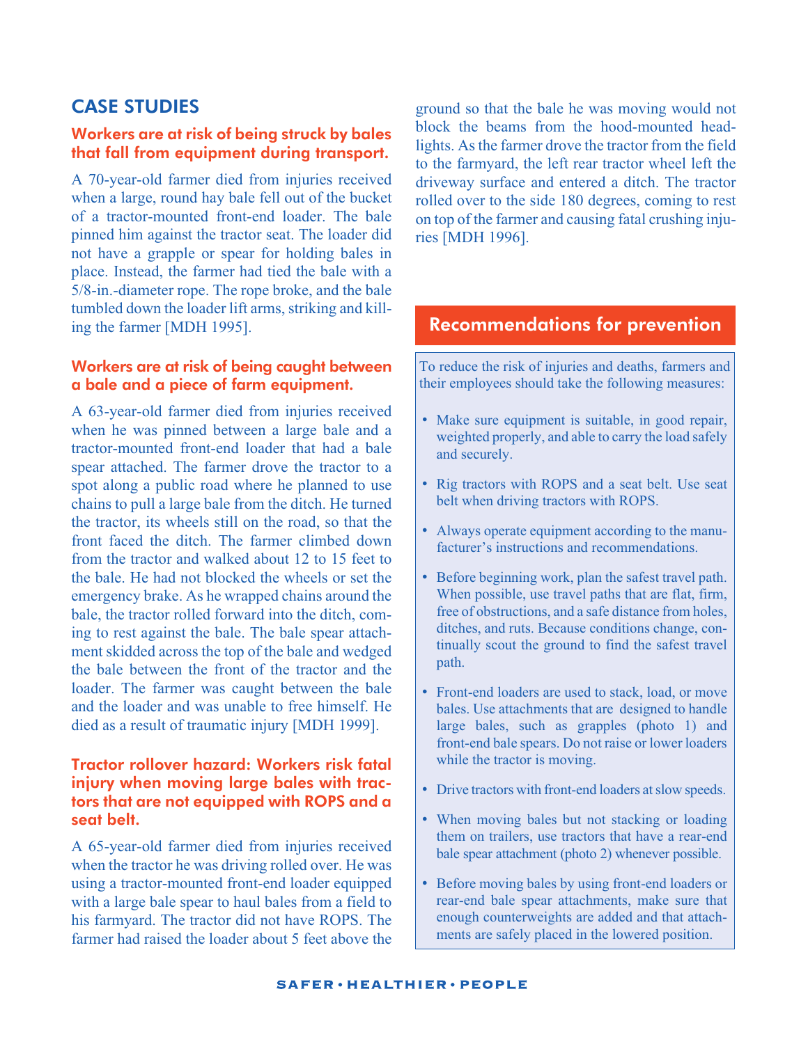## CASE STUDIES

### Workers are at risk of being struck by bales that fall from equipment during transport.

A 70-year-old farmer died from injuries received when a large, round hay bale fell out of the bucket of a tractor-mounted front-end loader. The bale pinned him against the tractor seat. The loader did not have a grapple or spear for holding bales in place. Instead, the farmer had tied the bale with a 5/8-in.-diameter rope. The rope broke, and the bale tumbled down the loader lift arms, striking and killing the farmer [MDH 1995].

### Workers are at risk of being caught between a bale and a piece of farm equipment.

A 63-year-old farmer died from injuries received when he was pinned between a large bale and a tractor-mounted front-end loader that had a bale spear attached. The farmer drove the tractor to a spot along a public road where he planned to use chains to pull a large bale from the ditch. He turned the tractor, its wheels still on the road, so that the front faced the ditch. The farmer climbed down from the tractor and walked about 12 to 15 feet to the bale. He had not blocked the wheels or set the emergency brake. As he wrapped chains around the bale, the tractor rolled forward into the ditch, coming to rest against the bale. The bale spear attachment skidded across the top of the bale and wedged the bale between the front of the tractor and the loader. The farmer was caught between the bale and the loader and was unable to free himself. He died as a result of traumatic injury [MDH 1999].

### Tractor rollover hazard: Workers risk fatal injury when moving large bales with tractors that are not equipped with ROPS and a seat belt.

A 65-year-old farmer died from injuries received when the tractor he was driving rolled over. He was using a tractor-mounted front-end loader equipped with a large bale spear to haul bales from a field to his farmyard. The tractor did not have ROPS. The farmer had raised the loader about 5 feet above the ground so that the bale he was moving would not block the beams from the hood-mounted headlights. As the farmer drove the tractor from the field to the farmyard, the left rear tractor wheel left the driveway surface and entered a ditch. The tractor rolled over to the side 180 degrees, coming to rest on top of the farmer and causing fatal crushing injuries [MDH 1996].

## Recommendations for prevention

To reduce the risk of injuries and deaths, farmers and their employees should take the following measures:

- Make sure equipment is suitable, in good repair, weighted properly, and able to carry the load safely and securely.
- Rig tractors with ROPS and a seat belt. Use seat belt when driving tractors with ROPS.
- Always operate equipment according to the manufacturer's instructions and recommendations.
- Before beginning work, plan the safest travel path. When possible, use travel paths that are flat, firm, free of obstructions, and a safe distance from holes, ditches, and ruts. Because conditions change, continually scout the ground to find the safest travel path.
- Front-end loaders are used to stack, load, or move bales. Use attachments that are designed to handle large bales, such as grapples (photo 1) and front-end bale spears. Do not raise or lower loaders while the tractor is moving.
- Drive tractors with front-end loaders at slow speeds.
- When moving bales but not stacking or loading them on trailers, use tractors that have a rear-end bale spear attachment (photo 2) whenever possible.
- Before moving bales by using front-end loaders or rear-end bale spear attachments, make sure that enough counterweights are added and that attachments are safely placed in the lowered position.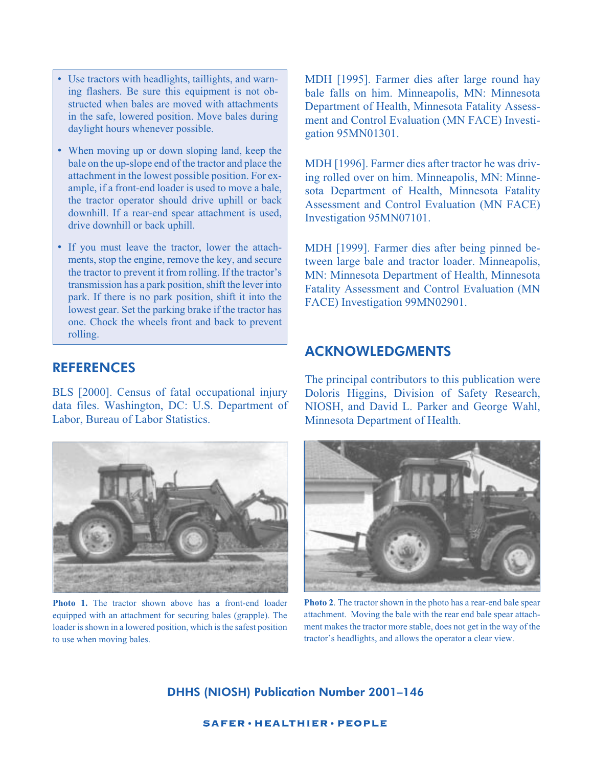- Use tractors with headlights, taillights, and warning flashers. Be sure this equipment is not obstructed when bales are moved with attachments in the safe, lowered position. Move bales during daylight hours whenever possible.
- When moving up or down sloping land, keep the bale on the up-slope end of the tractor and place the attachment in the lowest possible position. For example, if a front-end loader is used to move a bale, the tractor operator should drive uphill or back downhill. If a rear-end spear attachment is used, drive downhill or back uphill.
- If you must leave the tractor, lower the attachments, stop the engine, remove the key, and secure the tractor to prevent it from rolling. If the tractor's transmission has a park position, shift the lever into park. If there is no park position, shift it into the lowest gear. Set the parking brake if the tractor has one. Chock the wheels front and back to prevent rolling.

## REFERENCES

BLS [2000]. Census of fatal occupational injury data files. Washington, DC: U.S. Department of Labor, Bureau of Labor Statistics.

MDH [1995]. Farmer dies after large round hay bale falls on him. Minneapolis, MN: Minnesota Department of Health, Minnesota Fatality Assessment and Control Evaluation (MN FACE) Investigation 95MN01301.

MDH [1996]. Farmer dies after tractor he was driving rolled over on him. Minneapolis, MN: Minnesota Department of Health, Minnesota Fatality Assessment and Control Evaluation (MN FACE) Investigation 95MN07101.

MDH [1999]. Farmer dies after being pinned between large bale and tractor loader. Minneapolis, MN: Minnesota Department of Health, Minnesota Fatality Assessment and Control Evaluation (MN FACE) Investigation 99MN02901.

## ACKNOWLEDGMENTS

The principal contributors to this publication were Doloris Higgins, Division of Safety Research, NIOSH, and David L. Parker and George Wahl, Minnesota Department of Health.

**Photo 1.** The tractor shown above has a front-end loader equipped with an attachment for securing bales (grapple). The loader is shown in a lowered position, which is the safest position to use when moving bales.

**Photo 2**. The tractor shown in the photo has a rear-end bale spear attachment. Moving the bale with the rear end bale spear attachment makes the tractor more stable, does not get in the way of the tractor's headlights, and allows the operator a clear view.

**DHHS (NIOSH) Publication Number 2001–146**

SAFER • HEALTHIER • PEOPLE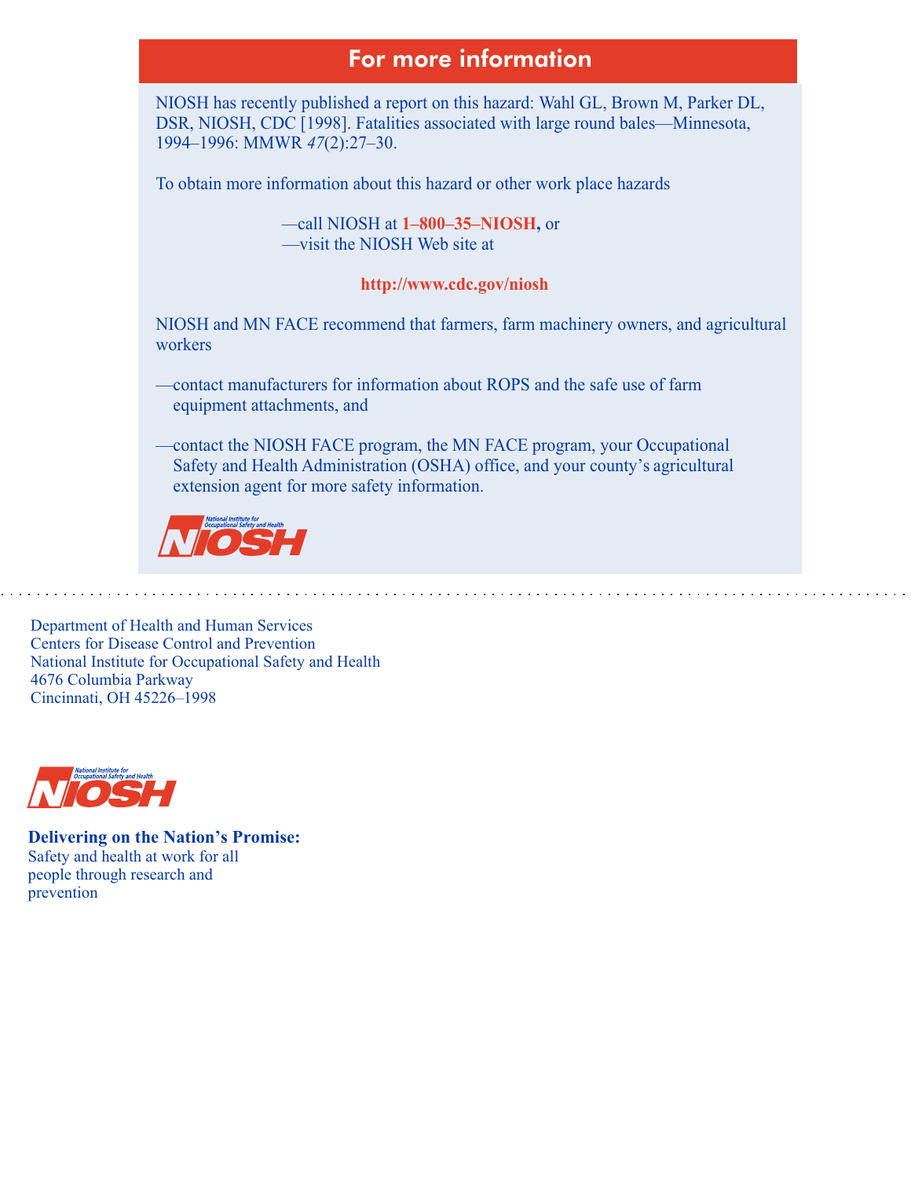## For more information

NIOSH has recently published a report on this hazard: Wahl GL, Brown M, Parker DL, DSR, NIOSH, CDC [1998]. Fatalities associated with large round bales—Minnesota, 1994–1996: MMWR *47*(2):27–30.

To obtain more information about this hazard or other work place hazards

—call NIOSH at **1–800–35–NIOSH,** or
—visit the NIOSH Web site at

**http://www.cdc.gov/niosh**

NIOSH and MN FACE recommend that farmers, farm machinery owners, and agricultural workers

—contact manufacturers for information about ROPS and the safe use of farm equipment attachments, and

—contact the NIOSH FACE program, the MN FACE program, your Occupational Safety and Health Administration (OSHA) office, and your county's agricultural extension agent for more safety information.

NIOSH National Institute for Occupational Safety and Health

---

Department of Health and Human Services
Centers for Disease Control and Prevention
National Institute for Occupational Safety and Health
4676 Columbia Parkway
Cincinnati, OH 45226–1998

NIOSH National Institute for Occupational Safety and Health

**Delivering on the Nation's Promise:**
Safety and health at work for all people through research and prevention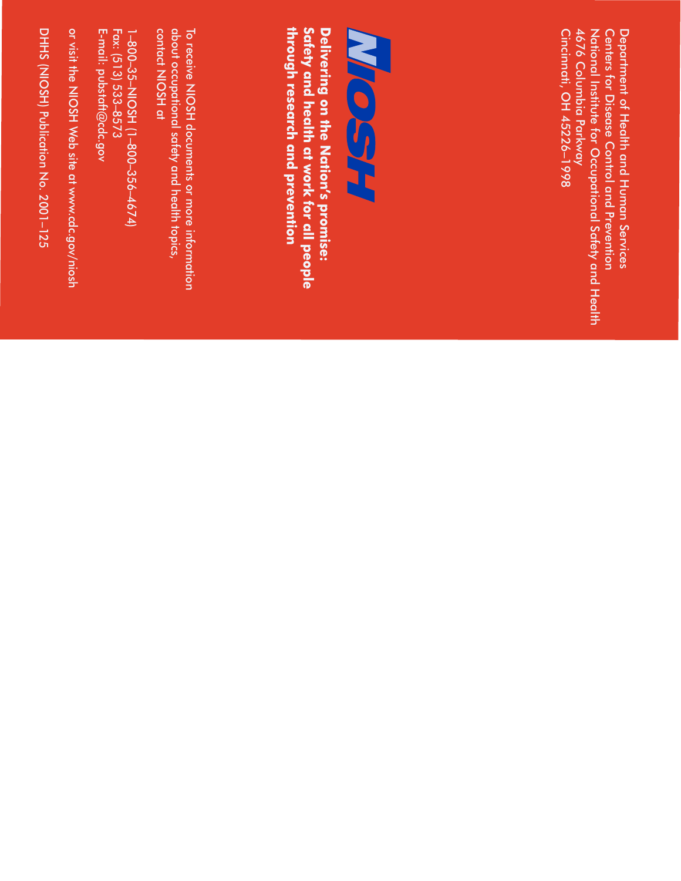Department of Health and Human Services
Centers for Disease Control and Prevention
National Institute for Occupational Safety and Health
4676 Columbia Parkway
Cincinnati, OH 45226–1998

**NIOSH**

**Delivering on the Nation's promise:
Safety and health at work for all people
through research and prevention**

To receive NIOSH documents or more information about occupational safety and health topics, contact NIOSH at

1–800–35–NIOSH (1–800–356–4674)
Fax: (513) 533–8573
E-mail: pubstaff@cdc.gov

or visit the NIOSH Web site at www.cdc.gov/niosh

DHHS (NIOSH) Publication No. 2001–125